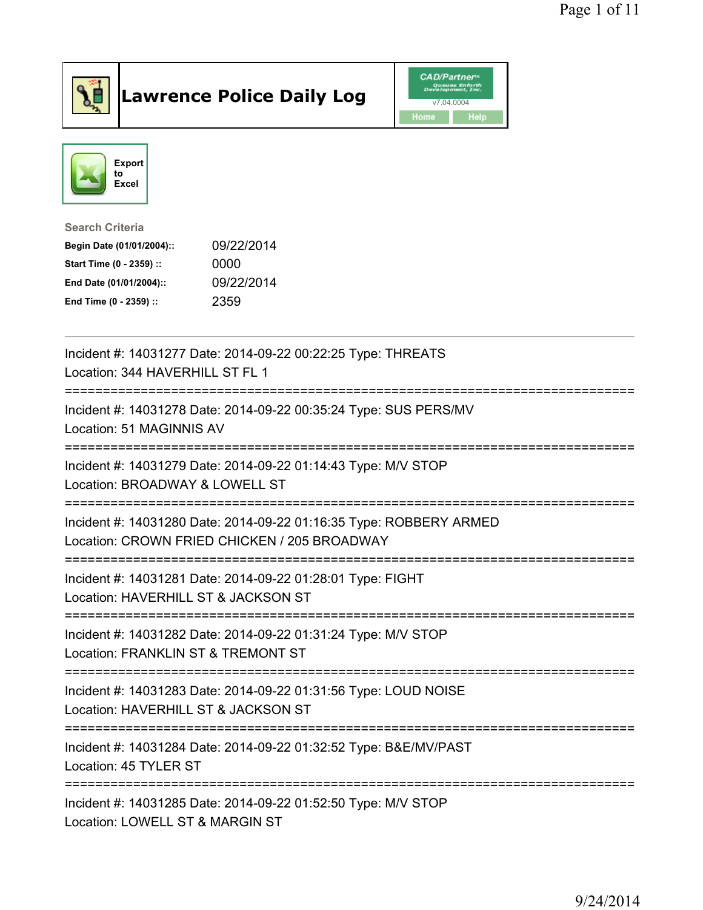# Lawrence Police Daily Log

CAD/Partner
v7.04.0004
Home Help

Export to Excel

**Search Criteria**

| | |
|---|---|
| **Begin Date (01/01/2004)::** | 09/22/2014 |
| **Start Time (0 - 2359) ::** | 0000 |
| **End Date (01/01/2004)::** | 09/22/2014 |
| **End Time (0 - 2359) ::** | 2359 |

---

Incident #: 14031277 Date: 2014-09-22 00:22:25 Type: THREATS
Location: 344 HAVERHILL ST FL 1

===========================================================================

Incident #: 14031278 Date: 2014-09-22 00:35:24 Type: SUS PERS/MV
Location: 51 MAGINNIS AV

===========================================================================

Incident #: 14031279 Date: 2014-09-22 01:14:43 Type: M/V STOP
Location: BROADWAY & LOWELL ST

===========================================================================

Incident #: 14031280 Date: 2014-09-22 01:16:35 Type: ROBBERY ARMED
Location: CROWN FRIED CHICKEN / 205 BROADWAY

===========================================================================

Incident #: 14031281 Date: 2014-09-22 01:28:01 Type: FIGHT
Location: HAVERHILL ST & JACKSON ST

===========================================================================

Incident #: 14031282 Date: 2014-09-22 01:31:24 Type: M/V STOP
Location: FRANKLIN ST & TREMONT ST

===========================================================================

Incident #: 14031283 Date: 2014-09-22 01:31:56 Type: LOUD NOISE
Location: HAVERHILL ST & JACKSON ST

===========================================================================

Incident #: 14031284 Date: 2014-09-22 01:32:52 Type: B&E/MV/PAST
Location: 45 TYLER ST

===========================================================================

Incident #: 14031285 Date: 2014-09-22 01:52:50 Type: M/V STOP
Location: LOWELL ST & MARGIN ST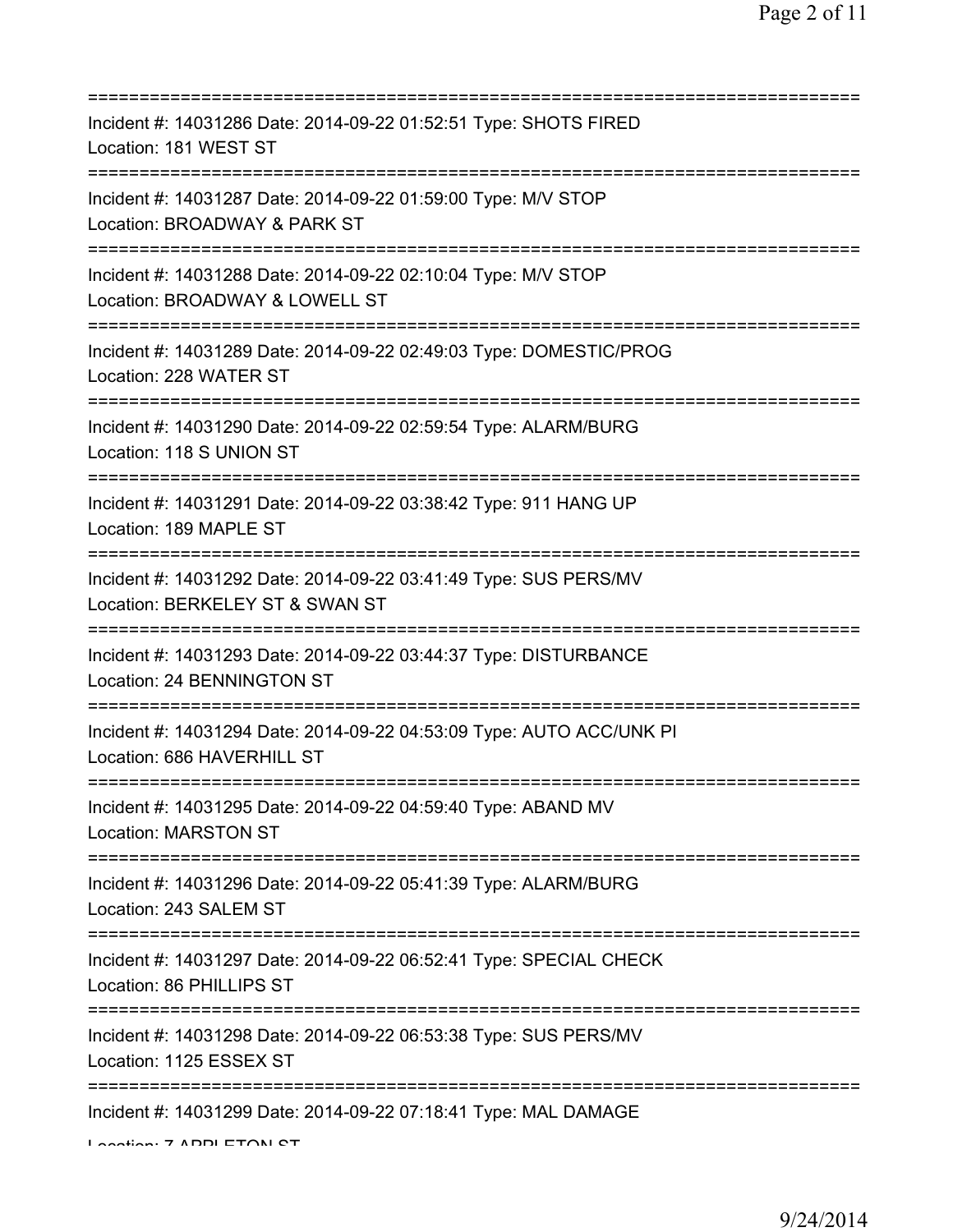===========================================================================

Incident #: 14031286 Date: 2014-09-22 01:52:51 Type: SHOTS FIRED
Location: 181 WEST ST

===========================================================================

Incident #: 14031287 Date: 2014-09-22 01:59:00 Type: M/V STOP
Location: BROADWAY & PARK ST

===========================================================================

Incident #: 14031288 Date: 2014-09-22 02:10:04 Type: M/V STOP
Location: BROADWAY & LOWELL ST

===========================================================================

Incident #: 14031289 Date: 2014-09-22 02:49:03 Type: DOMESTIC/PROG
Location: 228 WATER ST

===========================================================================

Incident #: 14031290 Date: 2014-09-22 02:59:54 Type: ALARM/BURG
Location: 118 S UNION ST

===========================================================================

Incident #: 14031291 Date: 2014-09-22 03:38:42 Type: 911 HANG UP
Location: 189 MAPLE ST

===========================================================================

Incident #: 14031292 Date: 2014-09-22 03:41:49 Type: SUS PERS/MV
Location: BERKELEY ST & SWAN ST

===========================================================================

Incident #: 14031293 Date: 2014-09-22 03:44:37 Type: DISTURBANCE
Location: 24 BENNINGTON ST

===========================================================================

Incident #: 14031294 Date: 2014-09-22 04:53:09 Type: AUTO ACC/UNK PI
Location: 686 HAVERHILL ST

===========================================================================

Incident #: 14031295 Date: 2014-09-22 04:59:40 Type: ABAND MV
Location: MARSTON ST

===========================================================================

Incident #: 14031296 Date: 2014-09-22 05:41:39 Type: ALARM/BURG
Location: 243 SALEM ST

===========================================================================

Incident #: 14031297 Date: 2014-09-22 06:52:41 Type: SPECIAL CHECK
Location: 86 PHILLIPS ST

===========================================================================

Incident #: 14031298 Date: 2014-09-22 06:53:38 Type: SUS PERS/MV
Location: 1125 ESSEX ST

===========================================================================

Incident #: 14031299 Date: 2014-09-22 07:18:41 Type: MAL DAMAGE
Location: 7 APPLETON ST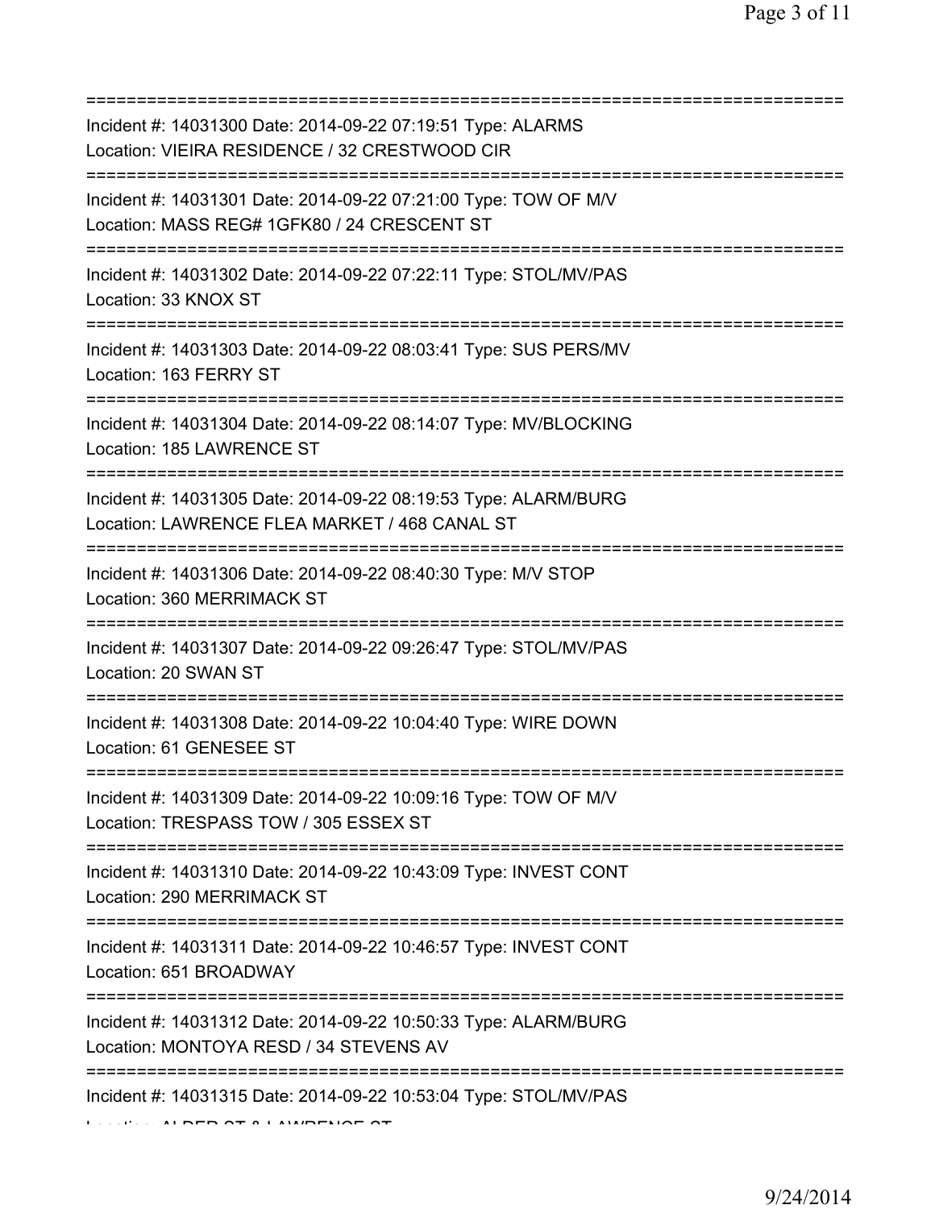===========================================================================

Incident #: 14031300 Date: 2014-09-22 07:19:51 Type: ALARMS
Location: VIEIRA RESIDENCE / 32 CRESTWOOD CIR

===========================================================================

Incident #: 14031301 Date: 2014-09-22 07:21:00 Type: TOW OF M/V
Location: MASS REG# 1GFK80 / 24 CRESCENT ST

===========================================================================

Incident #: 14031302 Date: 2014-09-22 07:22:11 Type: STOL/MV/PAS
Location: 33 KNOX ST

===========================================================================

Incident #: 14031303 Date: 2014-09-22 08:03:41 Type: SUS PERS/MV
Location: 163 FERRY ST

===========================================================================

Incident #: 14031304 Date: 2014-09-22 08:14:07 Type: MV/BLOCKING
Location: 185 LAWRENCE ST

===========================================================================

Incident #: 14031305 Date: 2014-09-22 08:19:53 Type: ALARM/BURG
Location: LAWRENCE FLEA MARKET / 468 CANAL ST

===========================================================================

Incident #: 14031306 Date: 2014-09-22 08:40:30 Type: M/V STOP
Location: 360 MERRIMACK ST

===========================================================================

Incident #: 14031307 Date: 2014-09-22 09:26:47 Type: STOL/MV/PAS
Location: 20 SWAN ST

===========================================================================

Incident #: 14031308 Date: 2014-09-22 10:04:40 Type: WIRE DOWN
Location: 61 GENESEE ST

===========================================================================

Incident #: 14031309 Date: 2014-09-22 10:09:16 Type: TOW OF M/V
Location: TRESPASS TOW / 305 ESSEX ST

===========================================================================

Incident #: 14031310 Date: 2014-09-22 10:43:09 Type: INVEST CONT
Location: 290 MERRIMACK ST

===========================================================================

Incident #: 14031311 Date: 2014-09-22 10:46:57 Type: INVEST CONT
Location: 651 BROADWAY

===========================================================================

Incident #: 14031312 Date: 2014-09-22 10:50:33 Type: ALARM/BURG
Location: MONTOYA RESD / 34 STEVENS AV

===========================================================================

Incident #: 14031315 Date: 2014-09-22 10:53:04 Type: STOL/MV/PAS
Location: ALDER ST & LAWRENCE ST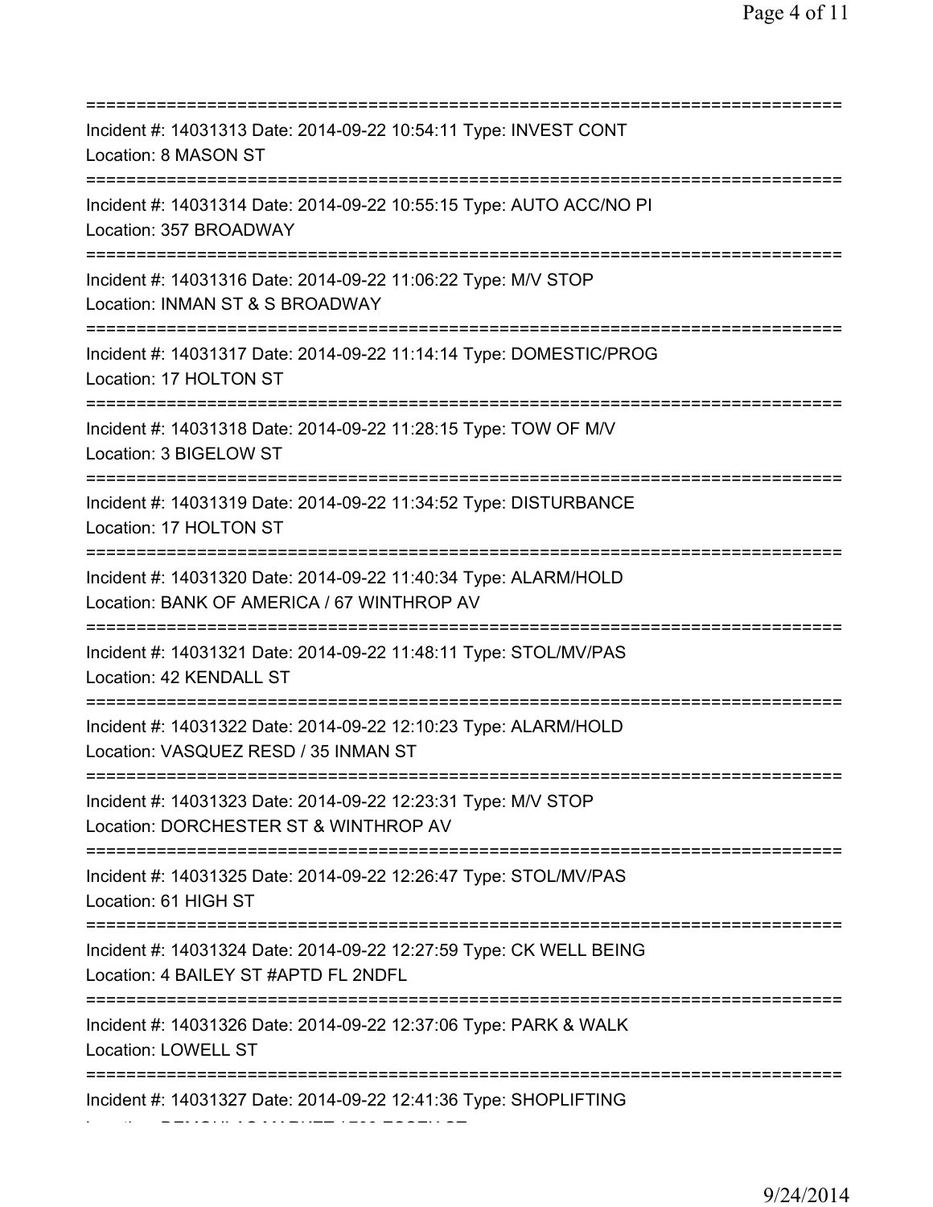===========================================================================
Incident #: 14031313 Date: 2014-09-22 10:54:11 Type: INVEST CONT
Location: 8 MASON ST
===========================================================================
Incident #: 14031314 Date: 2014-09-22 10:55:15 Type: AUTO ACC/NO PI
Location: 357 BROADWAY
===========================================================================
Incident #: 14031316 Date: 2014-09-22 11:06:22 Type: M/V STOP
Location: INMAN ST & S BROADWAY
===========================================================================
Incident #: 14031317 Date: 2014-09-22 11:14:14 Type: DOMESTIC/PROG
Location: 17 HOLTON ST
===========================================================================
Incident #: 14031318 Date: 2014-09-22 11:28:15 Type: TOW OF M/V
Location: 3 BIGELOW ST
===========================================================================
Incident #: 14031319 Date: 2014-09-22 11:34:52 Type: DISTURBANCE
Location: 17 HOLTON ST
===========================================================================
Incident #: 14031320 Date: 2014-09-22 11:40:34 Type: ALARM/HOLD
Location: BANK OF AMERICA / 67 WINTHROP AV
===========================================================================
Incident #: 14031321 Date: 2014-09-22 11:48:11 Type: STOL/MV/PAS
Location: 42 KENDALL ST
===========================================================================
Incident #: 14031322 Date: 2014-09-22 12:10:23 Type: ALARM/HOLD
Location: VASQUEZ RESD / 35 INMAN ST
===========================================================================
Incident #: 14031323 Date: 2014-09-22 12:23:31 Type: M/V STOP
Location: DORCHESTER ST & WINTHROP AV
===========================================================================
Incident #: 14031325 Date: 2014-09-22 12:26:47 Type: STOL/MV/PAS
Location: 61 HIGH ST
===========================================================================
Incident #: 14031324 Date: 2014-09-22 12:27:59 Type: CK WELL BEING
Location: 4 BAILEY ST #APTD FL 2NDFL
===========================================================================
Incident #: 14031326 Date: 2014-09-22 12:37:06 Type: PARK & WALK
Location: LOWELL ST
===========================================================================
Incident #: 14031327 Date: 2014-09-22 12:41:36 Type: SHOPLIFTING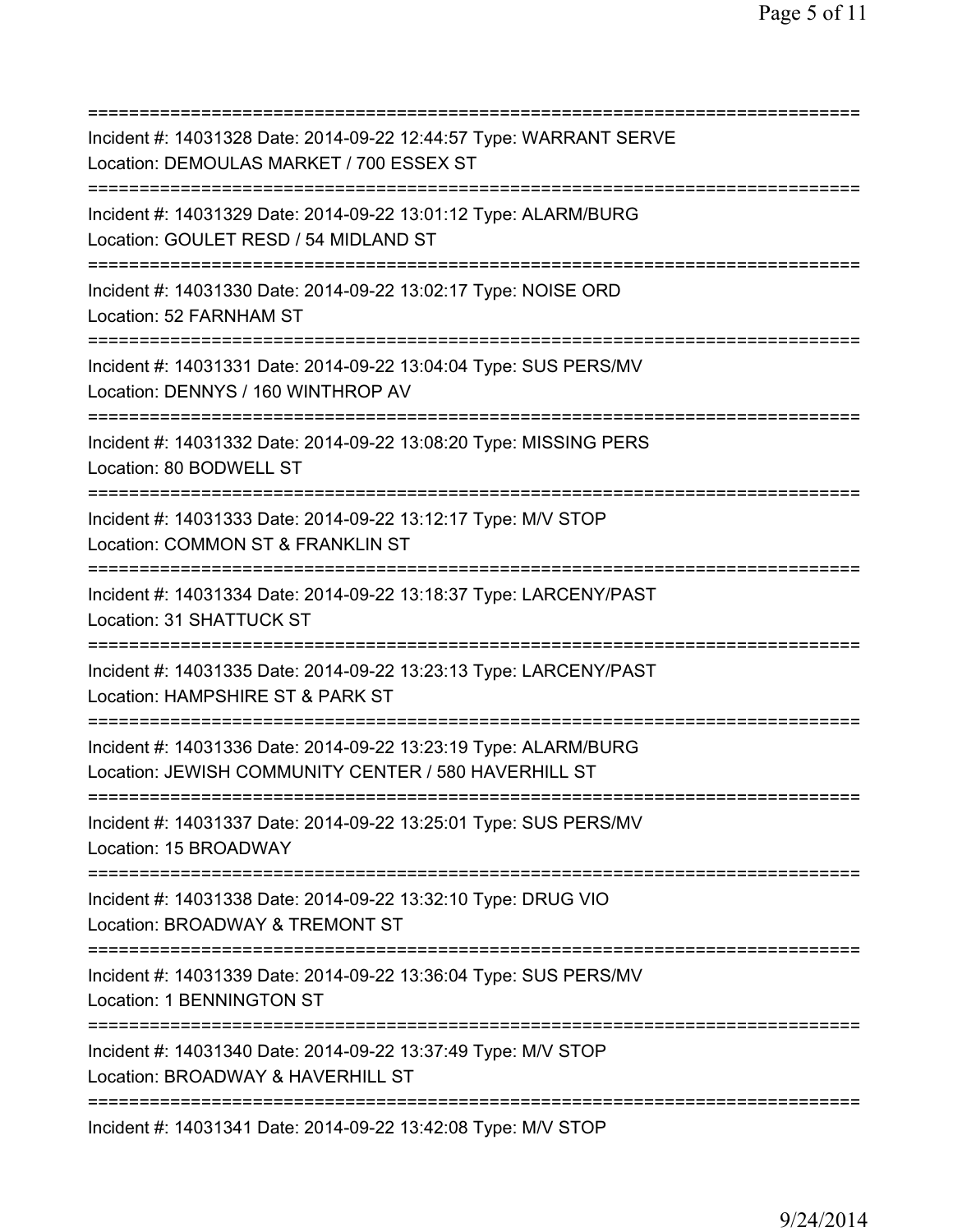===========================================================================
Incident #: 14031328 Date: 2014-09-22 12:44:57 Type: WARRANT SERVE
Location: DEMOULAS MARKET / 700 ESSEX ST
===========================================================================
Incident #: 14031329 Date: 2014-09-22 13:01:12 Type: ALARM/BURG
Location: GOULET RESD / 54 MIDLAND ST
===========================================================================
Incident #: 14031330 Date: 2014-09-22 13:02:17 Type: NOISE ORD
Location: 52 FARNHAM ST
===========================================================================
Incident #: 14031331 Date: 2014-09-22 13:04:04 Type: SUS PERS/MV
Location: DENNYS / 160 WINTHROP AV
===========================================================================
Incident #: 14031332 Date: 2014-09-22 13:08:20 Type: MISSING PERS
Location: 80 BODWELL ST
===========================================================================
Incident #: 14031333 Date: 2014-09-22 13:12:17 Type: M/V STOP
Location: COMMON ST & FRANKLIN ST
===========================================================================
Incident #: 14031334 Date: 2014-09-22 13:18:37 Type: LARCENY/PAST
Location: 31 SHATTUCK ST
===========================================================================
Incident #: 14031335 Date: 2014-09-22 13:23:13 Type: LARCENY/PAST
Location: HAMPSHIRE ST & PARK ST
===========================================================================
Incident #: 14031336 Date: 2014-09-22 13:23:19 Type: ALARM/BURG
Location: JEWISH COMMUNITY CENTER / 580 HAVERHILL ST
===========================================================================
Incident #: 14031337 Date: 2014-09-22 13:25:01 Type: SUS PERS/MV
Location: 15 BROADWAY
===========================================================================
Incident #: 14031338 Date: 2014-09-22 13:32:10 Type: DRUG VIO
Location: BROADWAY & TREMONT ST
===========================================================================
Incident #: 14031339 Date: 2014-09-22 13:36:04 Type: SUS PERS/MV
Location: 1 BENNINGTON ST
===========================================================================
Incident #: 14031340 Date: 2014-09-22 13:37:49 Type: M/V STOP
Location: BROADWAY & HAVERHILL ST
===========================================================================
Incident #: 14031341 Date: 2014-09-22 13:42:08 Type: M/V STOP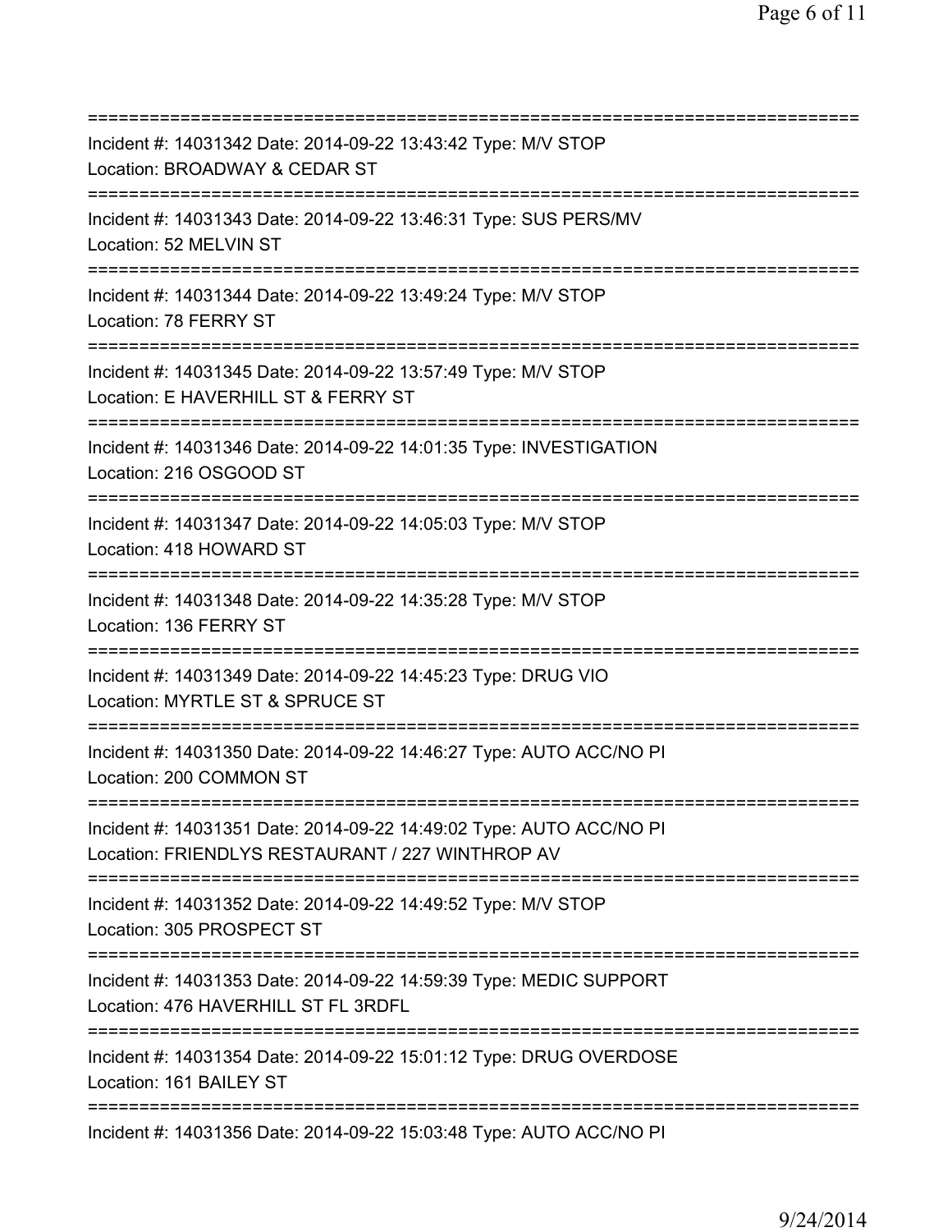===========================================================================

Incident #: 14031342 Date: 2014-09-22 13:43:42 Type: M/V STOP
Location: BROADWAY & CEDAR ST

===========================================================================

Incident #: 14031343 Date: 2014-09-22 13:46:31 Type: SUS PERS/MV
Location: 52 MELVIN ST

===========================================================================

Incident #: 14031344 Date: 2014-09-22 13:49:24 Type: M/V STOP
Location: 78 FERRY ST

===========================================================================

Incident #: 14031345 Date: 2014-09-22 13:57:49 Type: M/V STOP
Location: E HAVERHILL ST & FERRY ST

===========================================================================

Incident #: 14031346 Date: 2014-09-22 14:01:35 Type: INVESTIGATION
Location: 216 OSGOOD ST

===========================================================================

Incident #: 14031347 Date: 2014-09-22 14:05:03 Type: M/V STOP
Location: 418 HOWARD ST

===========================================================================

Incident #: 14031348 Date: 2014-09-22 14:35:28 Type: M/V STOP
Location: 136 FERRY ST

===========================================================================

Incident #: 14031349 Date: 2014-09-22 14:45:23 Type: DRUG VIO
Location: MYRTLE ST & SPRUCE ST

===========================================================================

Incident #: 14031350 Date: 2014-09-22 14:46:27 Type: AUTO ACC/NO PI
Location: 200 COMMON ST

===========================================================================

Incident #: 14031351 Date: 2014-09-22 14:49:02 Type: AUTO ACC/NO PI
Location: FRIENDLYS RESTAURANT / 227 WINTHROP AV

===========================================================================

Incident #: 14031352 Date: 2014-09-22 14:49:52 Type: M/V STOP
Location: 305 PROSPECT ST

===========================================================================

Incident #: 14031353 Date: 2014-09-22 14:59:39 Type: MEDIC SUPPORT
Location: 476 HAVERHILL ST FL 3RDFL

===========================================================================

Incident #: 14031354 Date: 2014-09-22 15:01:12 Type: DRUG OVERDOSE
Location: 161 BAILEY ST

===========================================================================

Incident #: 14031356 Date: 2014-09-22 15:03:48 Type: AUTO ACC/NO PI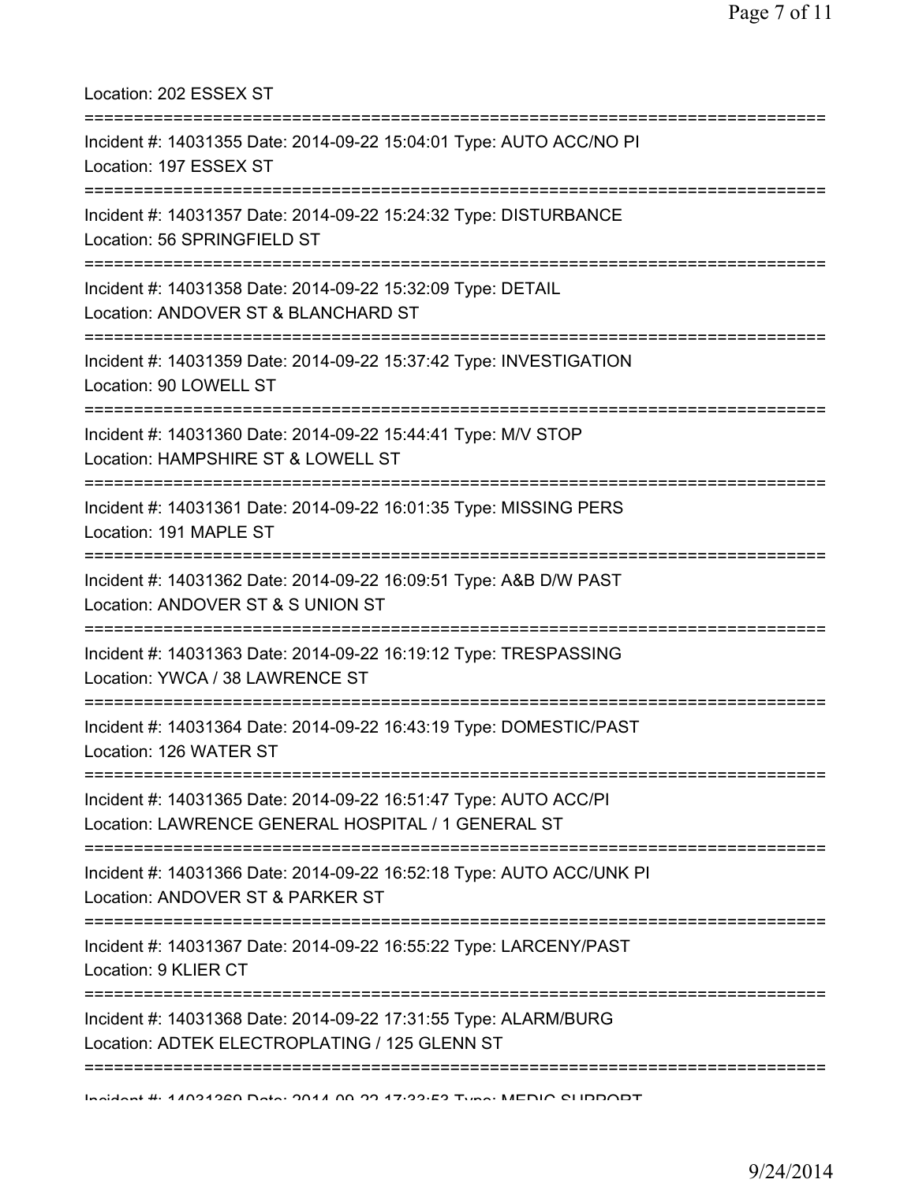Location: 202 ESSEX ST

===========================================================================

Incident #: 14031355 Date: 2014-09-22 15:04:01 Type: AUTO ACC/NO PI
Location: 197 ESSEX ST

===========================================================================

Incident #: 14031357 Date: 2014-09-22 15:24:32 Type: DISTURBANCE
Location: 56 SPRINGFIELD ST

===========================================================================

Incident #: 14031358 Date: 2014-09-22 15:32:09 Type: DETAIL
Location: ANDOVER ST & BLANCHARD ST

===========================================================================

Incident #: 14031359 Date: 2014-09-22 15:37:42 Type: INVESTIGATION
Location: 90 LOWELL ST

===========================================================================

Incident #: 14031360 Date: 2014-09-22 15:44:41 Type: M/V STOP
Location: HAMPSHIRE ST & LOWELL ST

===========================================================================

Incident #: 14031361 Date: 2014-09-22 16:01:35 Type: MISSING PERS
Location: 191 MAPLE ST

===========================================================================

Incident #: 14031362 Date: 2014-09-22 16:09:51 Type: A&B D/W PAST
Location: ANDOVER ST & S UNION ST

===========================================================================

Incident #: 14031363 Date: 2014-09-22 16:19:12 Type: TRESPASSING
Location: YWCA / 38 LAWRENCE ST

===========================================================================

Incident #: 14031364 Date: 2014-09-22 16:43:19 Type: DOMESTIC/PAST
Location: 126 WATER ST

===========================================================================

Incident #: 14031365 Date: 2014-09-22 16:51:47 Type: AUTO ACC/PI
Location: LAWRENCE GENERAL HOSPITAL / 1 GENERAL ST

===========================================================================

Incident #: 14031366 Date: 2014-09-22 16:52:18 Type: AUTO ACC/UNK PI
Location: ANDOVER ST & PARKER ST

===========================================================================

Incident #: 14031367 Date: 2014-09-22 16:55:22 Type: LARCENY/PAST
Location: 9 KLIER CT

===========================================================================

Incident #: 14031368 Date: 2014-09-22 17:31:55 Type: ALARM/BURG
Location: ADTEK ELECTROPLATING / 125 GLENN ST

===========================================================================

Incident #: 14031369 Date: 2014-09-22 17:33:53 Type: MEDIC SUPPORT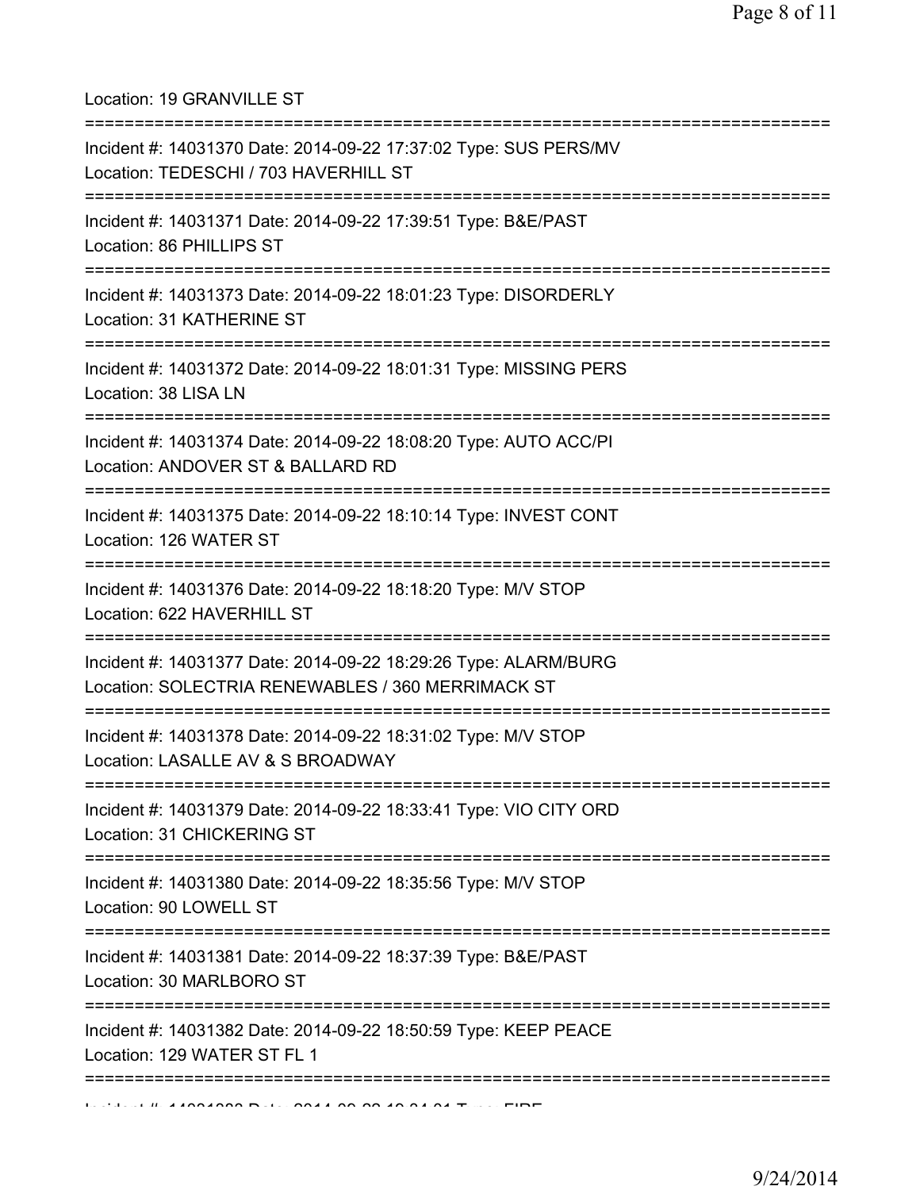Location: 19 GRANVILLE ST

===========================================================================

Incident #: 14031370 Date: 2014-09-22 17:37:02 Type: SUS PERS/MV
Location: TEDESCHI / 703 HAVERHILL ST

===========================================================================

Incident #: 14031371 Date: 2014-09-22 17:39:51 Type: B&E/PAST
Location: 86 PHILLIPS ST

===========================================================================

Incident #: 14031373 Date: 2014-09-22 18:01:23 Type: DISORDERLY
Location: 31 KATHERINE ST

===========================================================================

Incident #: 14031372 Date: 2014-09-22 18:01:31 Type: MISSING PERS
Location: 38 LISA LN

===========================================================================

Incident #: 14031374 Date: 2014-09-22 18:08:20 Type: AUTO ACC/PI
Location: ANDOVER ST & BALLARD RD

===========================================================================

Incident #: 14031375 Date: 2014-09-22 18:10:14 Type: INVEST CONT
Location: 126 WATER ST

===========================================================================

Incident #: 14031376 Date: 2014-09-22 18:18:20 Type: M/V STOP
Location: 622 HAVERHILL ST

===========================================================================

Incident #: 14031377 Date: 2014-09-22 18:29:26 Type: ALARM/BURG
Location: SOLECTRIA RENEWABLES / 360 MERRIMACK ST

===========================================================================

Incident #: 14031378 Date: 2014-09-22 18:31:02 Type: M/V STOP
Location: LASALLE AV & S BROADWAY

===========================================================================

Incident #: 14031379 Date: 2014-09-22 18:33:41 Type: VIO CITY ORD
Location: 31 CHICKERING ST

===========================================================================

Incident #: 14031380 Date: 2014-09-22 18:35:56 Type: M/V STOP
Location: 90 LOWELL ST

===========================================================================

Incident #: 14031381 Date: 2014-09-22 18:37:39 Type: B&E/PAST
Location: 30 MARLBORO ST

===========================================================================

Incident #: 14031382 Date: 2014-09-22 18:50:59 Type: KEEP PEACE
Location: 129 WATER ST FL 1

===========================================================================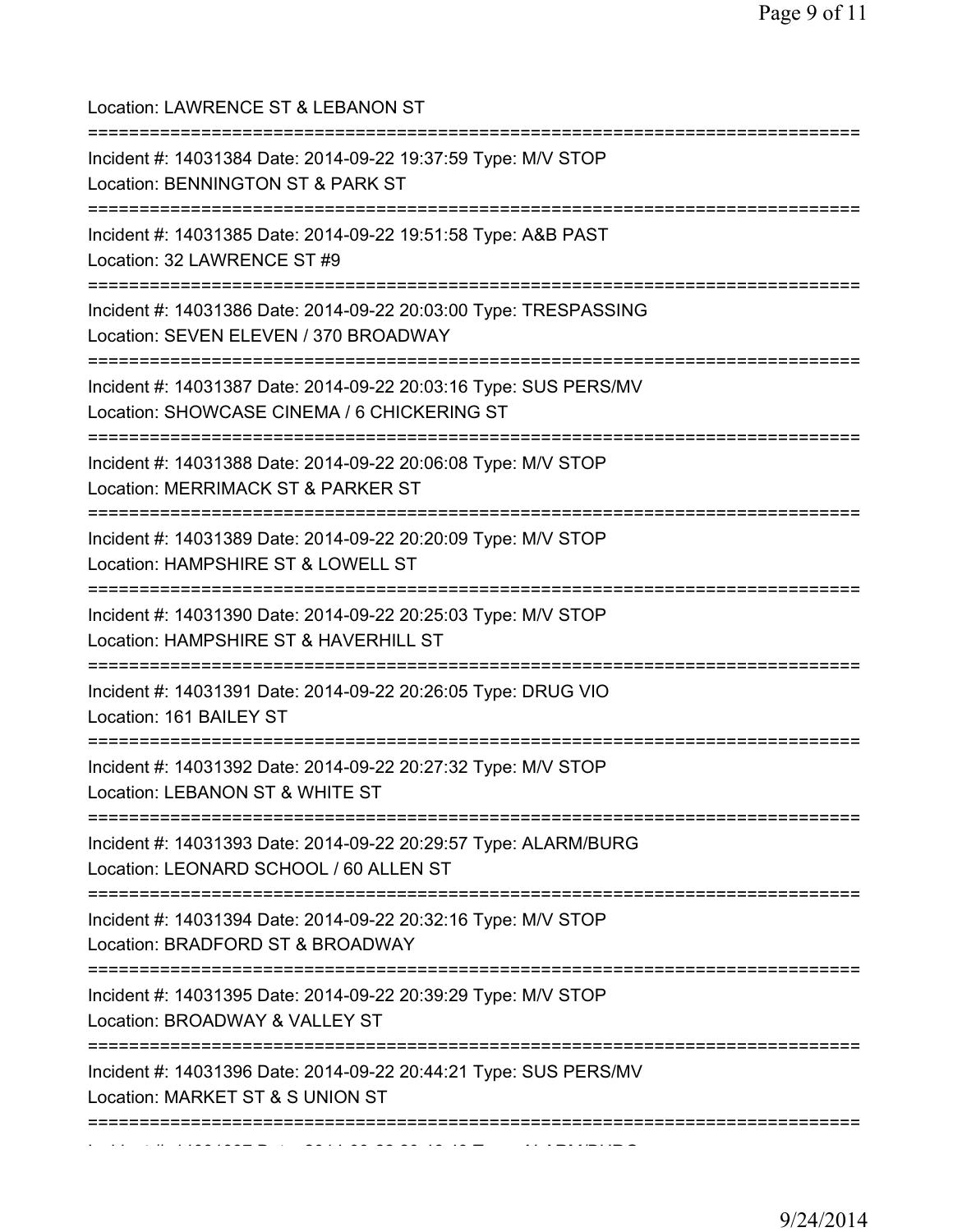Location: LAWRENCE ST & LEBANON ST

===========================================================================

Incident #: 14031384 Date: 2014-09-22 19:37:59 Type: M/V STOP

Location: BENNINGTON ST & PARK ST

===========================================================================

Incident #: 14031385 Date: 2014-09-22 19:51:58 Type: A&B PAST

Location: 32 LAWRENCE ST #9

===========================================================================

Incident #: 14031386 Date: 2014-09-22 20:03:00 Type: TRESPASSING

Location: SEVEN ELEVEN / 370 BROADWAY

===========================================================================

Incident #: 14031387 Date: 2014-09-22 20:03:16 Type: SUS PERS/MV

Location: SHOWCASE CINEMA / 6 CHICKERING ST

===========================================================================

Incident #: 14031388 Date: 2014-09-22 20:06:08 Type: M/V STOP

Location: MERRIMACK ST & PARKER ST

===========================================================================

Incident #: 14031389 Date: 2014-09-22 20:20:09 Type: M/V STOP

Location: HAMPSHIRE ST & LOWELL ST

===========================================================================

Incident #: 14031390 Date: 2014-09-22 20:25:03 Type: M/V STOP

Location: HAMPSHIRE ST & HAVERHILL ST

===========================================================================

Incident #: 14031391 Date: 2014-09-22 20:26:05 Type: DRUG VIO

Location: 161 BAILEY ST

===========================================================================

Incident #: 14031392 Date: 2014-09-22 20:27:32 Type: M/V STOP

Location: LEBANON ST & WHITE ST

===========================================================================

Incident #: 14031393 Date: 2014-09-22 20:29:57 Type: ALARM/BURG

Location: LEONARD SCHOOL / 60 ALLEN ST

===========================================================================

Incident #: 14031394 Date: 2014-09-22 20:32:16 Type: M/V STOP

Location: BRADFORD ST & BROADWAY

===========================================================================

Incident #: 14031395 Date: 2014-09-22 20:39:29 Type: M/V STOP

Location: BROADWAY & VALLEY ST

===========================================================================

Incident #: 14031396 Date: 2014-09-22 20:44:21 Type: SUS PERS/MV

Location: MARKET ST & S UNION ST

===========================================================================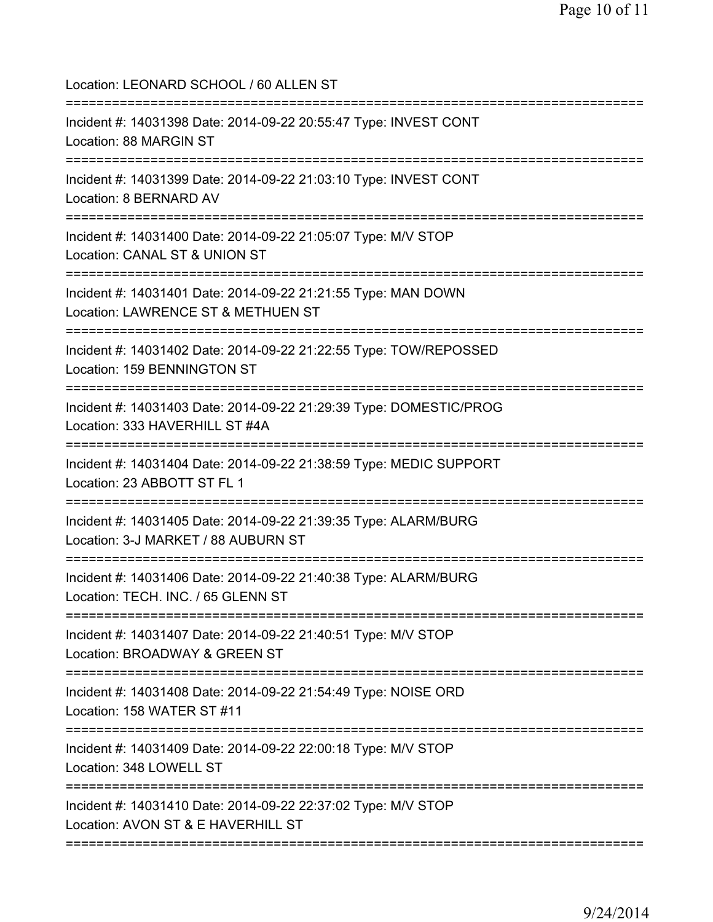Location: LEONARD SCHOOL / 60 ALLEN ST

===========================================================================

Incident #: 14031398 Date: 2014-09-22 20:55:47 Type: INVEST CONT
Location: 88 MARGIN ST

===========================================================================

Incident #: 14031399 Date: 2014-09-22 21:03:10 Type: INVEST CONT
Location: 8 BERNARD AV

===========================================================================

Incident #: 14031400 Date: 2014-09-22 21:05:07 Type: M/V STOP
Location: CANAL ST & UNION ST

===========================================================================

Incident #: 14031401 Date: 2014-09-22 21:21:55 Type: MAN DOWN
Location: LAWRENCE ST & METHUEN ST

===========================================================================

Incident #: 14031402 Date: 2014-09-22 21:22:55 Type: TOW/REPOSSED
Location: 159 BENNINGTON ST

===========================================================================

Incident #: 14031403 Date: 2014-09-22 21:29:39 Type: DOMESTIC/PROG
Location: 333 HAVERHILL ST #4A

===========================================================================

Incident #: 14031404 Date: 2014-09-22 21:38:59 Type: MEDIC SUPPORT
Location: 23 ABBOTT ST FL 1

===========================================================================

Incident #: 14031405 Date: 2014-09-22 21:39:35 Type: ALARM/BURG
Location: 3-J MARKET / 88 AUBURN ST

===========================================================================

Incident #: 14031406 Date: 2014-09-22 21:40:38 Type: ALARM/BURG
Location: TECH. INC. / 65 GLENN ST

===========================================================================

Incident #: 14031407 Date: 2014-09-22 21:40:51 Type: M/V STOP
Location: BROADWAY & GREEN ST

===========================================================================

Incident #: 14031408 Date: 2014-09-22 21:54:49 Type: NOISE ORD
Location: 158 WATER ST #11

===========================================================================

Incident #: 14031409 Date: 2014-09-22 22:00:18 Type: M/V STOP
Location: 348 LOWELL ST

===========================================================================

Incident #: 14031410 Date: 2014-09-22 22:37:02 Type: M/V STOP
Location: AVON ST & E HAVERHILL ST

===========================================================================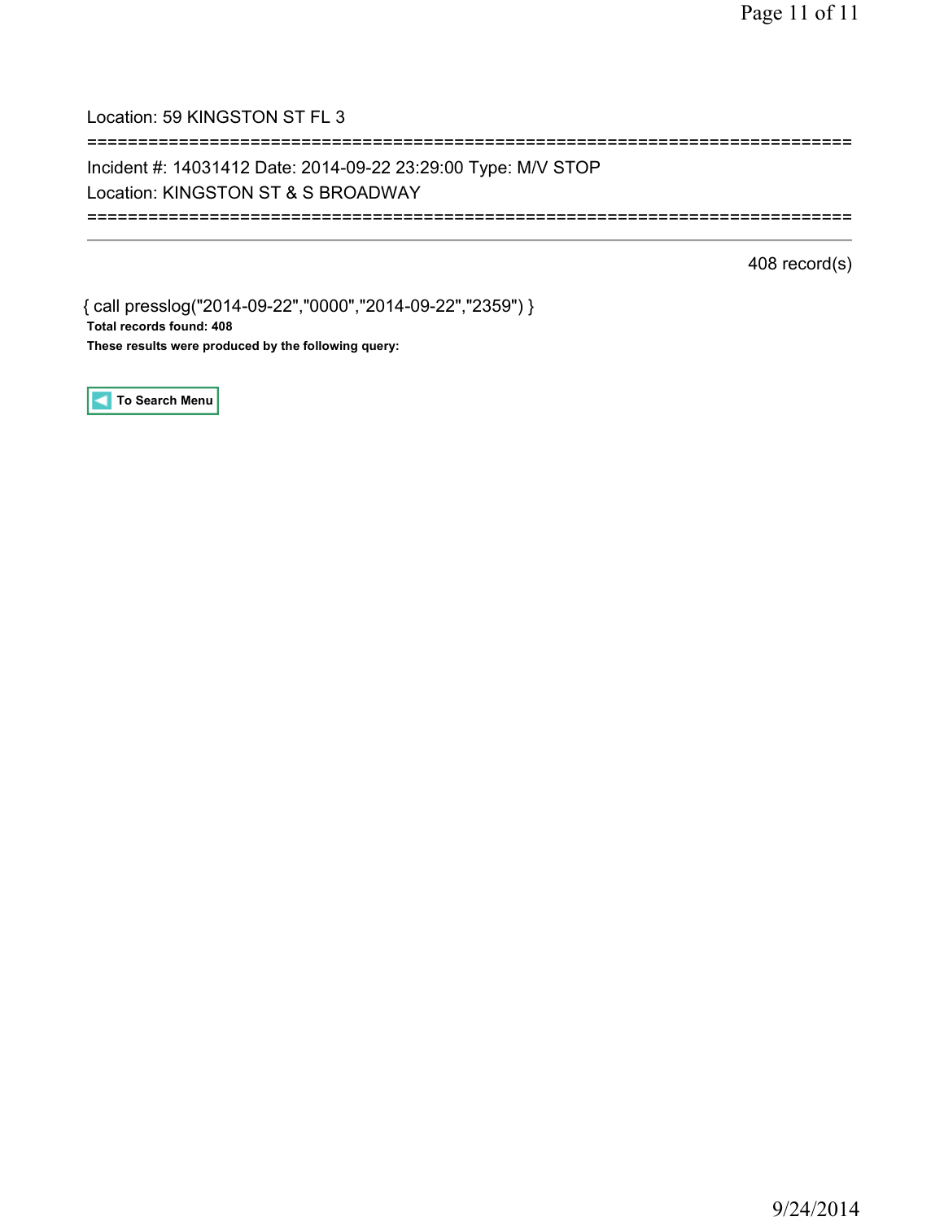Location: 59 KINGSTON ST FL 3

===========================================================================

Incident #: 14031412 Date: 2014-09-22 23:29:00 Type: M/V STOP

Location: KINGSTON ST & S BROADWAY

===========================================================================

---

408 record(s)

{ call presslog("2014-09-22","0000","2014-09-22","2359") }

**Total records found: 408**

**These results were produced by the following query:**

**To Search Menu**